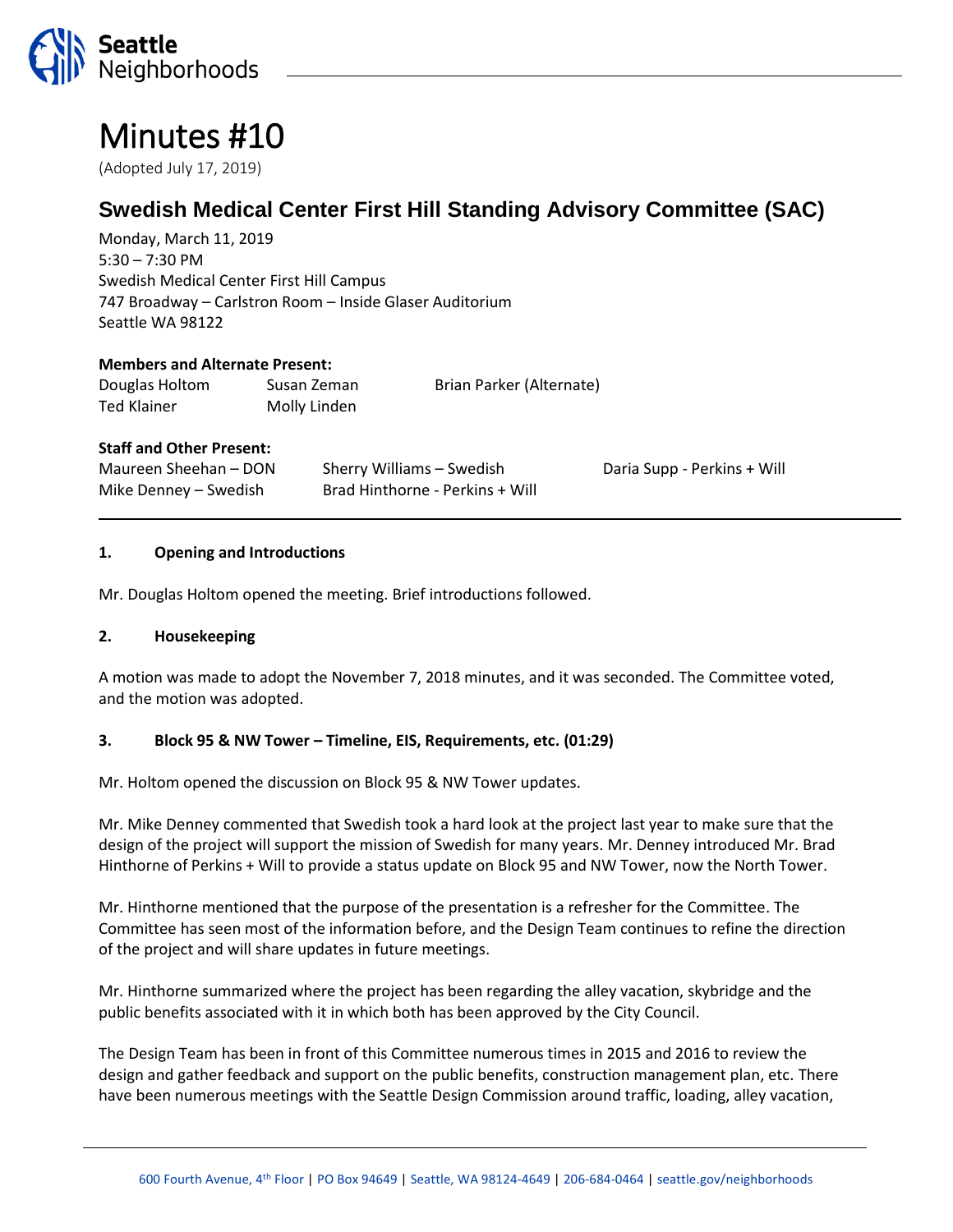Seattle Neighborhoods

# Minutes #10

(Adopted July 17, 2019)

## Swedish Medical Center First Hill Standing Advisory Committee (SAC)

Monday, March 11, 2019
5:30 – 7:30 PM
Swedish Medical Center First Hill Campus
747 Broadway – Carlstron Room – Inside Glaser Auditorium
Seattle WA 98122

**Members and Alternate Present:**

| | | |
|---|---|---|
| Douglas Holtom | Susan Zeman | Brian Parker (Alternate) |
| Ted Klainer | Molly Linden | |

**Staff and Other Present:**

| | | |
|---|---|---|
| Maureen Sheehan – DON | Sherry Williams – Swedish | Daria Supp - Perkins + Will |
| Mike Denney – Swedish | Brad Hinthorne - Perkins + Will | |

### 1. Opening and Introductions

Mr. Douglas Holtom opened the meeting. Brief introductions followed.

### 2. Housekeeping

A motion was made to adopt the November 7, 2018 minutes, and it was seconded. The Committee voted, and the motion was adopted.

### 3. Block 95 & NW Tower – Timeline, EIS, Requirements, etc. (01:29)

Mr. Holtom opened the discussion on Block 95 & NW Tower updates.

Mr. Mike Denney commented that Swedish took a hard look at the project last year to make sure that the design of the project will support the mission of Swedish for many years. Mr. Denney introduced Mr. Brad Hinthorne of Perkins + Will to provide a status update on Block 95 and NW Tower, now the North Tower.

Mr. Hinthorne mentioned that the purpose of the presentation is a refresher for the Committee. The Committee has seen most of the information before, and the Design Team continues to refine the direction of the project and will share updates in future meetings.

Mr. Hinthorne summarized where the project has been regarding the alley vacation, skybridge and the public benefits associated with it in which both has been approved by the City Council.

The Design Team has been in front of this Committee numerous times in 2015 and 2016 to review the design and gather feedback and support on the public benefits, construction management plan, etc. There have been numerous meetings with the Seattle Design Commission around traffic, loading, alley vacation,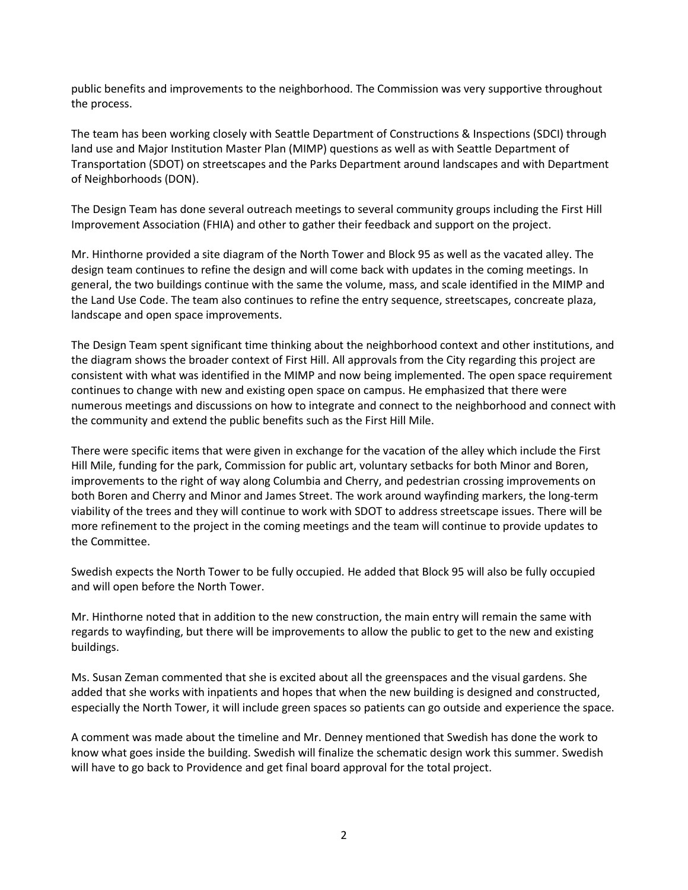public benefits and improvements to the neighborhood. The Commission was very supportive throughout the process.

The team has been working closely with Seattle Department of Constructions & Inspections (SDCI) through land use and Major Institution Master Plan (MIMP) questions as well as with Seattle Department of Transportation (SDOT) on streetscapes and the Parks Department around landscapes and with Department of Neighborhoods (DON).

The Design Team has done several outreach meetings to several community groups including the First Hill Improvement Association (FHIA) and other to gather their feedback and support on the project.

Mr. Hinthorne provided a site diagram of the North Tower and Block 95 as well as the vacated alley. The design team continues to refine the design and will come back with updates in the coming meetings. In general, the two buildings continue with the same the volume, mass, and scale identified in the MIMP and the Land Use Code. The team also continues to refine the entry sequence, streetscapes, concreate plaza, landscape and open space improvements.

The Design Team spent significant time thinking about the neighborhood context and other institutions, and the diagram shows the broader context of First Hill. All approvals from the City regarding this project are consistent with what was identified in the MIMP and now being implemented. The open space requirement continues to change with new and existing open space on campus. He emphasized that there were numerous meetings and discussions on how to integrate and connect to the neighborhood and connect with the community and extend the public benefits such as the First Hill Mile.

There were specific items that were given in exchange for the vacation of the alley which include the First Hill Mile, funding for the park, Commission for public art, voluntary setbacks for both Minor and Boren, improvements to the right of way along Columbia and Cherry, and pedestrian crossing improvements on both Boren and Cherry and Minor and James Street. The work around wayfinding markers, the long-term viability of the trees and they will continue to work with SDOT to address streetscape issues. There will be more refinement to the project in the coming meetings and the team will continue to provide updates to the Committee.

Swedish expects the North Tower to be fully occupied. He added that Block 95 will also be fully occupied and will open before the North Tower.

Mr. Hinthorne noted that in addition to the new construction, the main entry will remain the same with regards to wayfinding, but there will be improvements to allow the public to get to the new and existing buildings.

Ms. Susan Zeman commented that she is excited about all the greenspaces and the visual gardens. She added that she works with inpatients and hopes that when the new building is designed and constructed, especially the North Tower, it will include green spaces so patients can go outside and experience the space.

A comment was made about the timeline and Mr. Denney mentioned that Swedish has done the work to know what goes inside the building. Swedish will finalize the schematic design work this summer. Swedish will have to go back to Providence and get final board approval for the total project.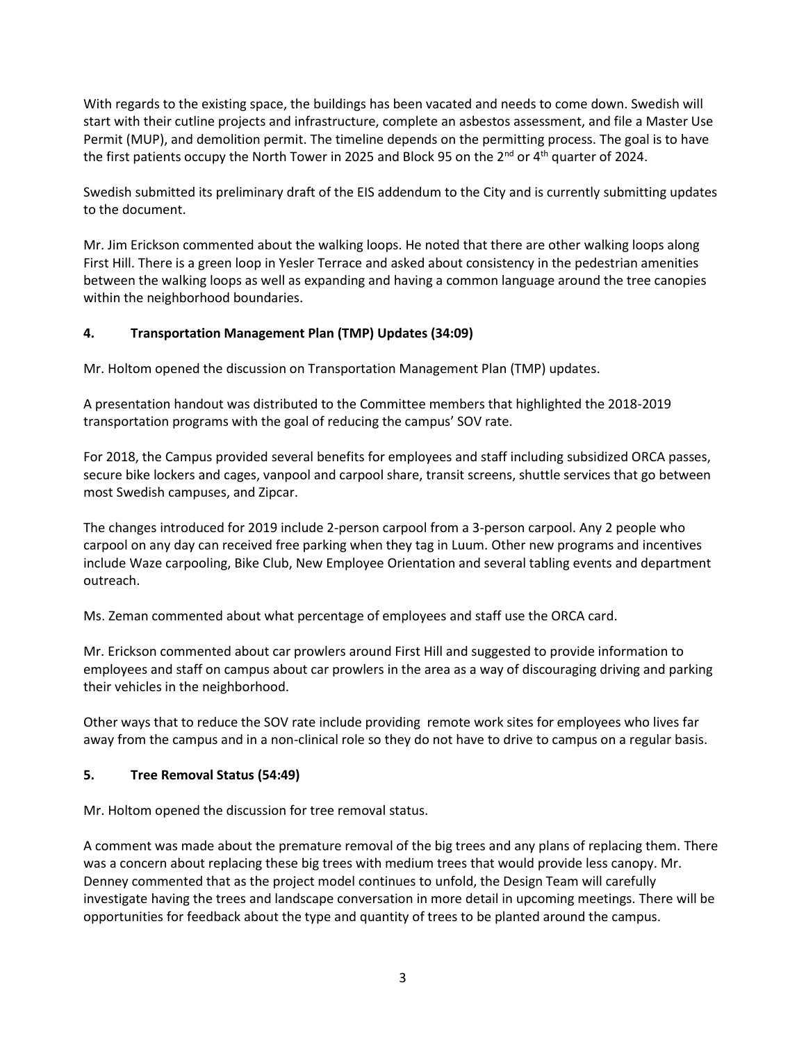With regards to the existing space, the buildings has been vacated and needs to come down. Swedish will start with their cutline projects and infrastructure, complete an asbestos assessment, and file a Master Use Permit (MUP), and demolition permit. The timeline depends on the permitting process. The goal is to have the first patients occupy the North Tower in 2025 and Block 95 on the 2nd or 4th quarter of 2024.

Swedish submitted its preliminary draft of the EIS addendum to the City and is currently submitting updates to the document.

Mr. Jim Erickson commented about the walking loops. He noted that there are other walking loops along First Hill. There is a green loop in Yesler Terrace and asked about consistency in the pedestrian amenities between the walking loops as well as expanding and having a common language around the tree canopies within the neighborhood boundaries.

### 4. Transportation Management Plan (TMP) Updates (34:09)

Mr. Holtom opened the discussion on Transportation Management Plan (TMP) updates.

A presentation handout was distributed to the Committee members that highlighted the 2018-2019 transportation programs with the goal of reducing the campus' SOV rate.

For 2018, the Campus provided several benefits for employees and staff including subsidized ORCA passes, secure bike lockers and cages, vanpool and carpool share, transit screens, shuttle services that go between most Swedish campuses, and Zipcar.

The changes introduced for 2019 include 2-person carpool from a 3-person carpool. Any 2 people who carpool on any day can received free parking when they tag in Luum. Other new programs and incentives include Waze carpooling, Bike Club, New Employee Orientation and several tabling events and department outreach.

Ms. Zeman commented about what percentage of employees and staff use the ORCA card.

Mr. Erickson commented about car prowlers around First Hill and suggested to provide information to employees and staff on campus about car prowlers in the area as a way of discouraging driving and parking their vehicles in the neighborhood.

Other ways that to reduce the SOV rate include providing remote work sites for employees who lives far away from the campus and in a non-clinical role so they do not have to drive to campus on a regular basis.

### 5. Tree Removal Status (54:49)

Mr. Holtom opened the discussion for tree removal status.

A comment was made about the premature removal of the big trees and any plans of replacing them. There was a concern about replacing these big trees with medium trees that would provide less canopy. Mr. Denney commented that as the project model continues to unfold, the Design Team will carefully investigate having the trees and landscape conversation in more detail in upcoming meetings. There will be opportunities for feedback about the type and quantity of trees to be planted around the campus.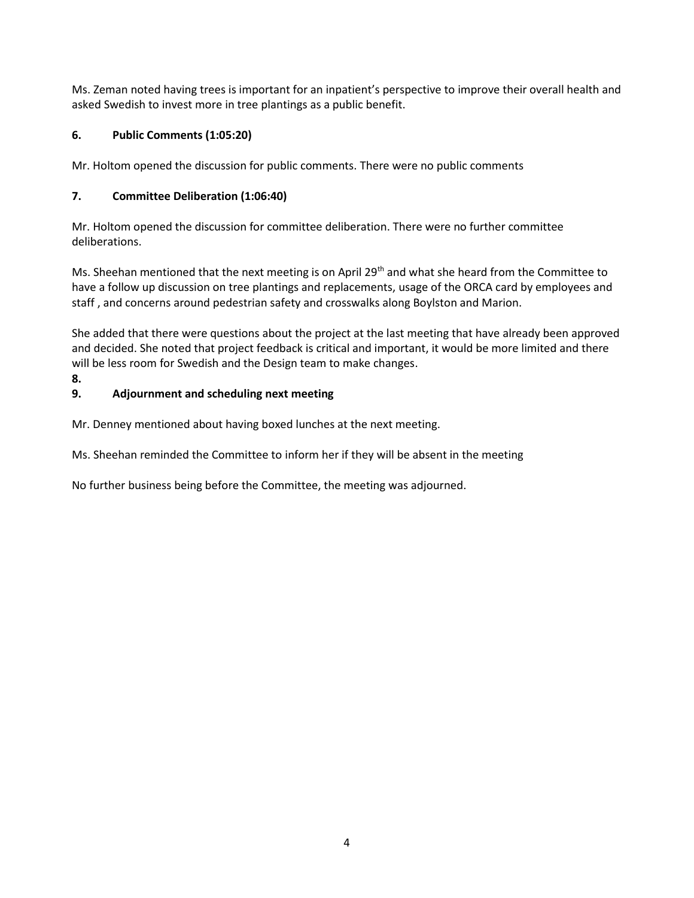Ms. Zeman noted having trees is important for an inpatient's perspective to improve their overall health and asked Swedish to invest more in tree plantings as a public benefit.

### 6. Public Comments (1:05:20)

Mr. Holtom opened the discussion for public comments. There were no public comments

### 7. Committee Deliberation (1:06:40)

Mr. Holtom opened the discussion for committee deliberation. There were no further committee deliberations.

Ms. Sheehan mentioned that the next meeting is on April 29th and what she heard from the Committee to have a follow up discussion on tree plantings and replacements, usage of the ORCA card by employees and staff , and concerns around pedestrian safety and crosswalks along Boylston and Marion.

She added that there were questions about the project at the last meeting that have already been approved and decided. She noted that project feedback is critical and important, it would be more limited and there will be less room for Swedish and the Design team to make changes.

### 8.

### 9. Adjournment and scheduling next meeting

Mr. Denney mentioned about having boxed lunches at the next meeting.

Ms. Sheehan reminded the Committee to inform her if they will be absent in the meeting

No further business being before the Committee, the meeting was adjourned.